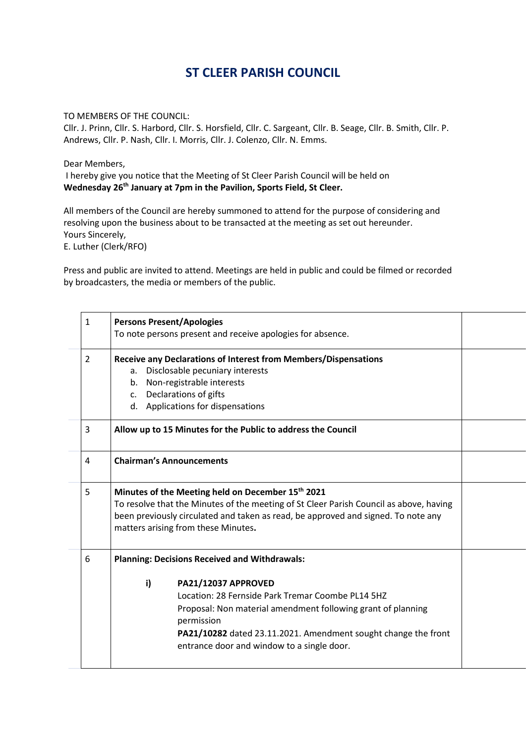# ST CLEER PARISH COUNCIL

TO MEMBERS OF THE COUNCIL:
Cllr. J. Prinn, Cllr. S. Harbord, Cllr. S. Horsfield, Cllr. C. Sargeant, Cllr. B. Seage, Cllr. B. Smith, Cllr. P. Andrews, Cllr. P. Nash, Cllr. I. Morris, Cllr. J. Colenzo, Cllr. N. Emms.

Dear Members,
I hereby give you notice that the Meeting of St Cleer Parish Council will be held on **Wednesday 26th January at 7pm in the Pavilion, Sports Field, St Cleer.**

All members of the Council are hereby summoned to attend for the purpose of considering and resolving upon the business about to be transacted at the meeting as set out hereunder.
Yours Sincerely,
E. Luther (Clerk/RFO)

Press and public are invited to attend. Meetings are held in public and could be filmed or recorded by broadcasters, the media or members of the public.

| | | |
|---|---|---|
| 1 | **Persons Present/Apologies**<br>To note persons present and receive apologies for absence. | |
| 2 | **Receive any Declarations of Interest from Members/Dispensations**<br>a. Disclosable pecuniary interests<br>b. Non-registrable interests<br>c. Declarations of gifts<br>d. Applications for dispensations | |
| 3 | **Allow up to 15 Minutes for the Public to address the Council** | |
| 4 | **Chairman's Announcements** | |
| 5 | **Minutes of the Meeting held on December 15th 2021**<br>To resolve that the Minutes of the meeting of St Cleer Parish Council as above, having been previously circulated and taken as read, be approved and signed. To note any matters arising from these Minutes**.** | |
| 6 | **Planning: Decisions Received and Withdrawals:**<br>**i)** **PA21/12037 APPROVED**<br>Location: 28 Fernside Park Tremar Coombe PL14 5HZ<br>Proposal: Non material amendment following grant of planning permission<br>**PA21/10282** dated 23.11.2021. Amendment sought change the front entrance door and window to a single door. | |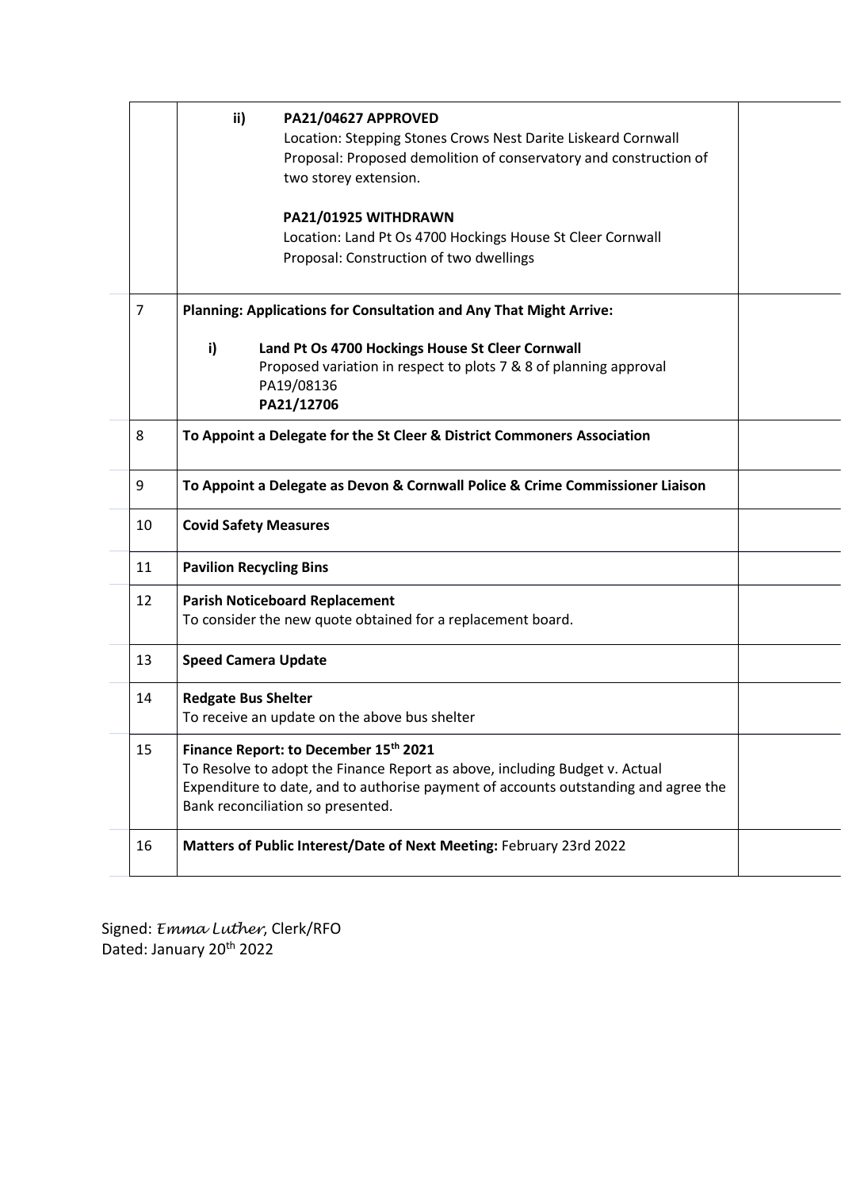| | | |
|---|---|---|
| | **ii) PA21/04627 APPROVED**<br>Location: Stepping Stones Crows Nest Darite Liskeard Cornwall<br>Proposal: Proposed demolition of conservatory and construction of two storey extension.<br><br>**PA21/01925 WITHDRAWN**<br>Location: Land Pt Os 4700 Hockings House St Cleer Cornwall<br>Proposal: Construction of two dwellings | |
| 7 | **Planning: Applications for Consultation and Any That Might Arrive:**<br><br>**i) Land Pt Os 4700 Hockings House St Cleer Cornwall**<br>Proposed variation in respect to plots 7 & 8 of planning approval PA19/08136<br>**PA21/12706** | |
| 8 | **To Appoint a Delegate for the St Cleer & District Commoners Association** | |
| 9 | **To Appoint a Delegate as Devon & Cornwall Police & Crime Commissioner Liaison** | |
| 10 | **Covid Safety Measures** | |
| 11 | **Pavilion Recycling Bins** | |
| 12 | **Parish Noticeboard Replacement**<br>To consider the new quote obtained for a replacement board. | |
| 13 | **Speed Camera Update** | |
| 14 | **Redgate Bus Shelter**<br>To receive an update on the above bus shelter | |
| 15 | **Finance Report: to December 15th 2021**<br>To Resolve to adopt the Finance Report as above, including Budget v. Actual Expenditure to date, and to authorise payment of accounts outstanding and agree the Bank reconciliation so presented. | |
| 16 | **Matters of Public Interest/Date of Next Meeting:** February 23rd 2022 | |

Signed: *Emma Luther*, Clerk/RFO
Dated: January 20th 2022